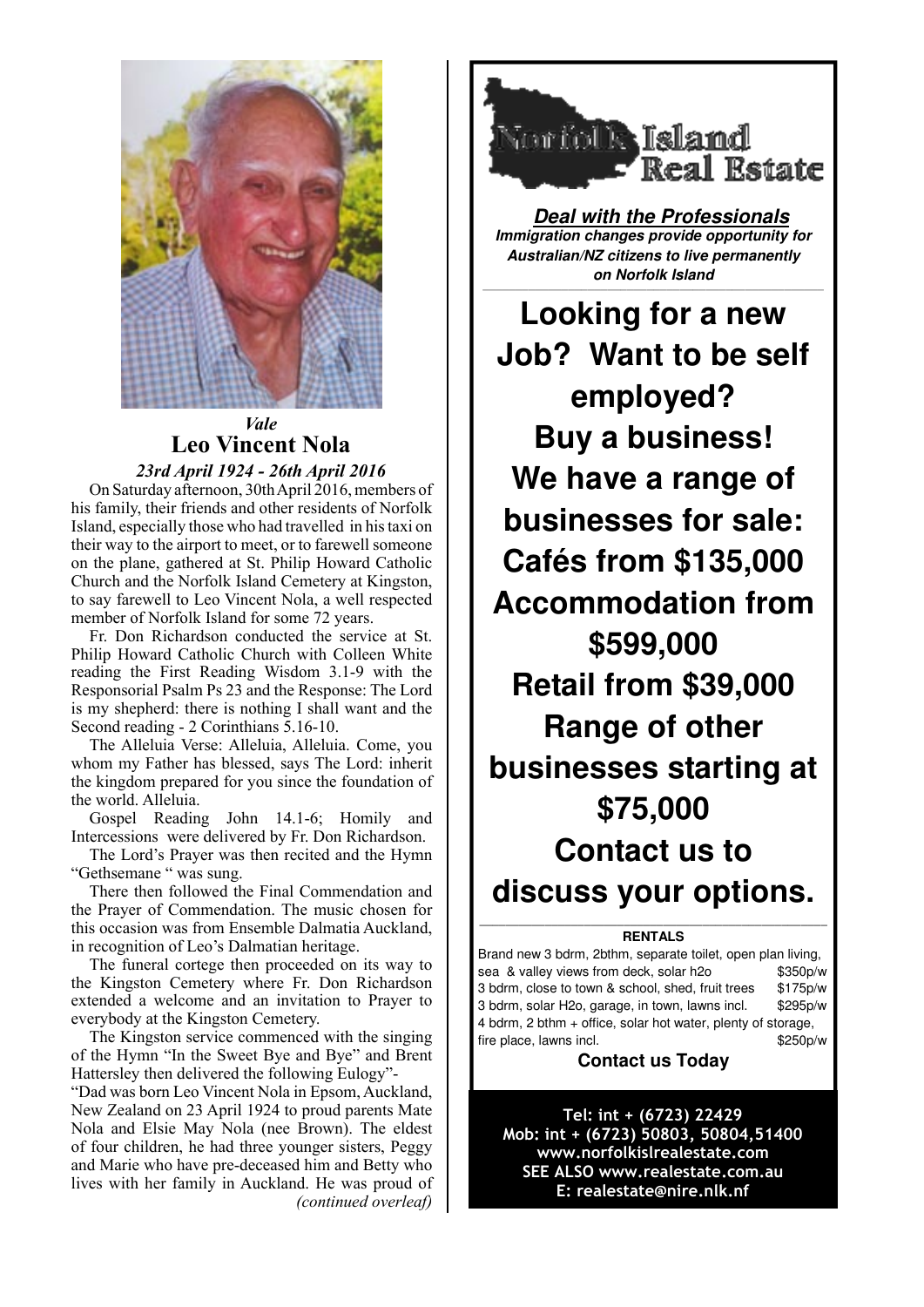*Vale*

## Leo Vincent Nola

*23rd April 1924 - 26th April 2016*

On Saturday afternoon, 30th April 2016, members of his family, their friends and other residents of Norfolk Island, especially those who had travelled in his taxi on their way to the airport to meet, or to farewell someone on the plane, gathered at St. Philip Howard Catholic Church and the Norfolk Island Cemetery at Kingston, to say farewell to Leo Vincent Nola, a well respected member of Norfolk Island for some 72 years.

Fr. Don Richardson conducted the service at St. Philip Howard Catholic Church with Colleen White reading the First Reading Wisdom 3.1-9 with the Responsorial Psalm Ps 23 and the Response: The Lord is my shepherd: there is nothing I shall want and the Second reading - 2 Corinthians 5.16-10.

The Alleluia Verse: Alleluia, Alleluia. Come, you whom my Father has blessed, says The Lord: inherit the kingdom prepared for you since the foundation of the world. Alleluia.

Gospel Reading John 14.1-6; Homily and Intercessions were delivered by Fr. Don Richardson.

The Lord's Prayer was then recited and the Hymn "Gethsemane " was sung.

There then followed the Final Commendation and the Prayer of Commendation. The music chosen for this occasion was from Ensemble Dalmatia Auckland, in recognition of Leo's Dalmatian heritage.

The funeral cortege then proceeded on its way to the Kingston Cemetery where Fr. Don Richardson extended a welcome and an invitation to Prayer to everybody at the Kingston Cemetery.

The Kingston service commenced with the singing of the Hymn "In the Sweet Bye and Bye" and Brent Hattersley then delivered the following Eulogy"-

"Dad was born Leo Vincent Nola in Epsom, Auckland, New Zealand on 23 April 1924 to proud parents Mate Nola and Elsie May Nola (nee Brown). The eldest of four children, he had three younger sisters, Peggy and Marie who have pre-deceased him and Betty who lives with her family in Auckland. He was proud of

*(continued overleaf)*

---

# Norfolk Island Real Estate

***Deal with the Professionals***

***Immigration changes provide opportunity for Australian/NZ citizens to live permanently on Norfolk Island***

**Looking for a new Job? Want to be self employed?**

**Buy a business!**

**We have a range of businesses for sale:**

**Cafés from $135,000**

**Accommodation from $599,000**

**Retail from $39,000**

**Range of other businesses starting at $75,000**

**Contact us to discuss your options.**

**RENTALS**

| | |
|---|---|
| Brand new 3 bdrm, 2bthm, separate toilet, open plan living, sea & valley views from deck, solar h2o | $350p/w |
| 3 bdrm, close to town & school, shed, fruit trees | $175p/w |
| 3 bdrm, solar H2o, garage, in town, lawns incl. | $295p/w |
| 4 bdrm, 2 bthm + office, solar hot water, plenty of storage, fire place, lawns incl. | $250p/w |

**Contact us Today**

**Tel: int + (6723) 22429**
**Mob: int + (6723) 50803, 50804,51400**
**www.norfolkislrealestate.com**
**SEE ALSO www.realestate.com.au**
**E: realestate@nire.nlk.nf**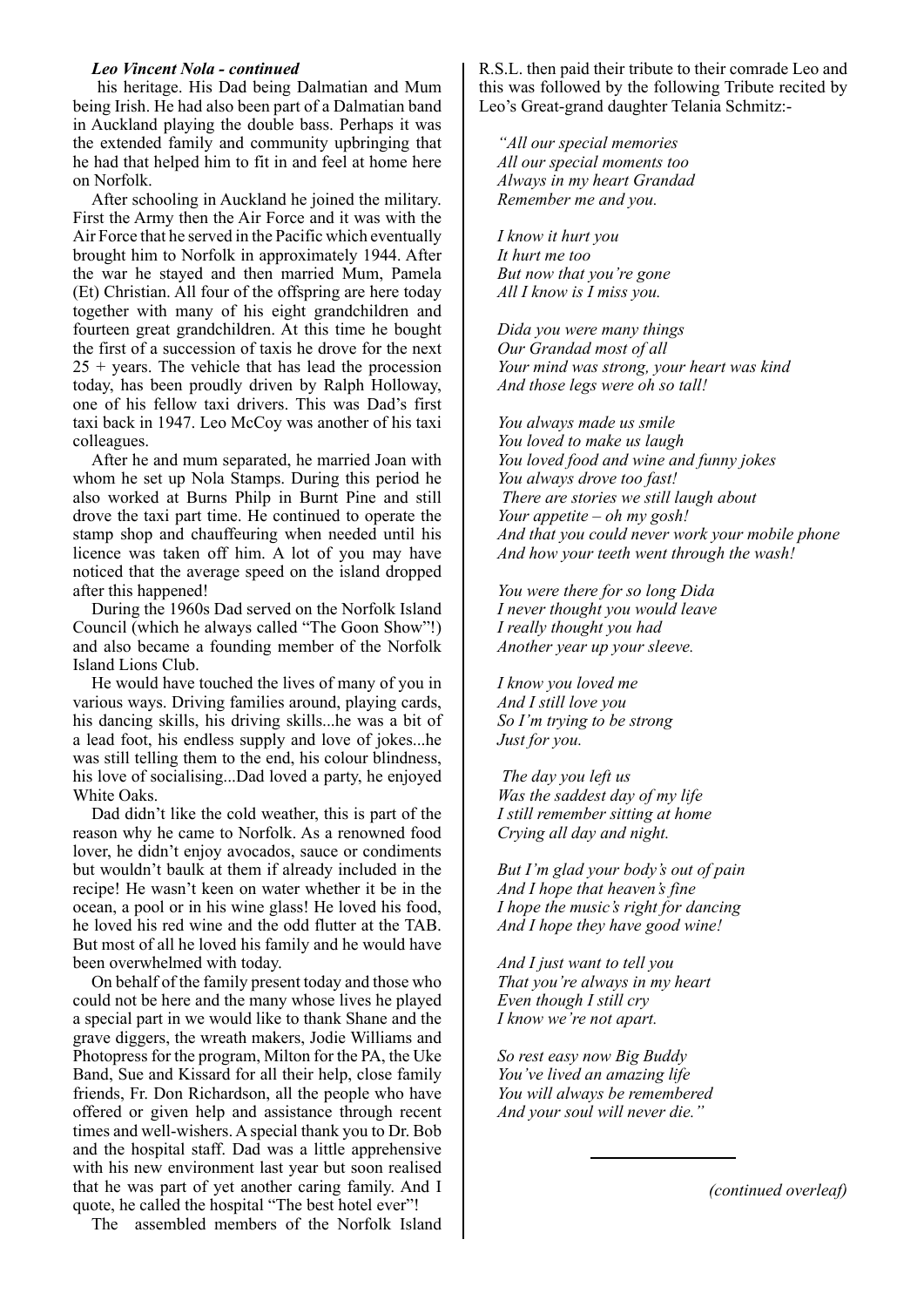*Leo Vincent Nola - continued*

his heritage. His Dad being Dalmatian and Mum being Irish. He had also been part of a Dalmatian band in Auckland playing the double bass. Perhaps it was the extended family and community upbringing that he had that helped him to fit in and feel at home here on Norfolk.

After schooling in Auckland he joined the military. First the Army then the Air Force and it was with the Air Force that he served in the Pacific which eventually brought him to Norfolk in approximately 1944. After the war he stayed and then married Mum, Pamela (Et) Christian. All four of the offspring are here today together with many of his eight grandchildren and fourteen great grandchildren. At this time he bought the first of a succession of taxis he drove for the next 25 + years. The vehicle that has lead the procession today, has been proudly driven by Ralph Holloway, one of his fellow taxi drivers. This was Dad's first taxi back in 1947. Leo McCoy was another of his taxi colleagues.

After he and mum separated, he married Joan with whom he set up Nola Stamps. During this period he also worked at Burns Philp in Burnt Pine and still drove the taxi part time. He continued to operate the stamp shop and chauffeuring when needed until his licence was taken off him. A lot of you may have noticed that the average speed on the island dropped after this happened!

During the 1960s Dad served on the Norfolk Island Council (which he always called "The Goon Show"!) and also became a founding member of the Norfolk Island Lions Club.

He would have touched the lives of many of you in various ways. Driving families around, playing cards, his dancing skills, his driving skills...he was a bit of a lead foot, his endless supply and love of jokes...he was still telling them to the end, his colour blindness, his love of socialising...Dad loved a party, he enjoyed White Oaks.

Dad didn't like the cold weather, this is part of the reason why he came to Norfolk. As a renowned food lover, he didn't enjoy avocados, sauce or condiments but wouldn't baulk at them if already included in the recipe! He wasn't keen on water whether it be in the ocean, a pool or in his wine glass! He loved his food, he loved his red wine and the odd flutter at the TAB. But most of all he loved his family and he would have been overwhelmed with today.

On behalf of the family present today and those who could not be here and the many whose lives he played a special part in we would like to thank Shane and the grave diggers, the wreath makers, Jodie Williams and Photopress for the program, Milton for the PA, the Uke Band, Sue and Kissard for all their help, close family friends, Fr. Don Richardson, all the people who have offered or given help and assistance through recent times and well-wishers. A special thank you to Dr. Bob and the hospital staff. Dad was a little apprehensive with his new environment last year but soon realised that he was part of yet another caring family. And I quote, he called the hospital "The best hotel ever"!

The assembled members of the Norfolk Island R.S.L. then paid their tribute to their comrade Leo and this was followed by the following Tribute recited by Leo's Great-grand daughter Telania Schmitz:-

*"All our special memories*
*All our special moments too*
*Always in my heart Grandad*
*Remember me and you.*

*I know it hurt you*
*It hurt me too*
*But now that you're gone*
*All I know is I miss you.*

*Dida you were many things*
*Our Grandad most of all*
*Your mind was strong, your heart was kind*
*And those legs were oh so tall!*

*You always made us smile*
*You loved to make us laugh*
*You loved food and wine and funny jokes*
*You always drove too fast!*
*There are stories we still laugh about*
*Your appetite – oh my gosh!*
*And that you could never work your mobile phone*
*And how your teeth went through the wash!*

*You were there for so long Dida*
*I never thought you would leave*
*I really thought you had*
*Another year up your sleeve.*

*I know you loved me*
*And I still love you*
*So I'm trying to be strong*
*Just for you.*

*The day you left us*
*Was the saddest day of my life*
*I still remember sitting at home*
*Crying all day and night.*

*But I'm glad your body's out of pain*
*And I hope that heaven's fine*
*I hope the music's right for dancing*
*And I hope they have good wine!*

*And I just want to tell you*
*That you're always in my heart*
*Even though I still cry*
*I know we're not apart.*

*So rest easy now Big Buddy*
*You've lived an amazing life*
*You will always be remembered*
*And your soul will never die."*

---

*(continued overleaf)*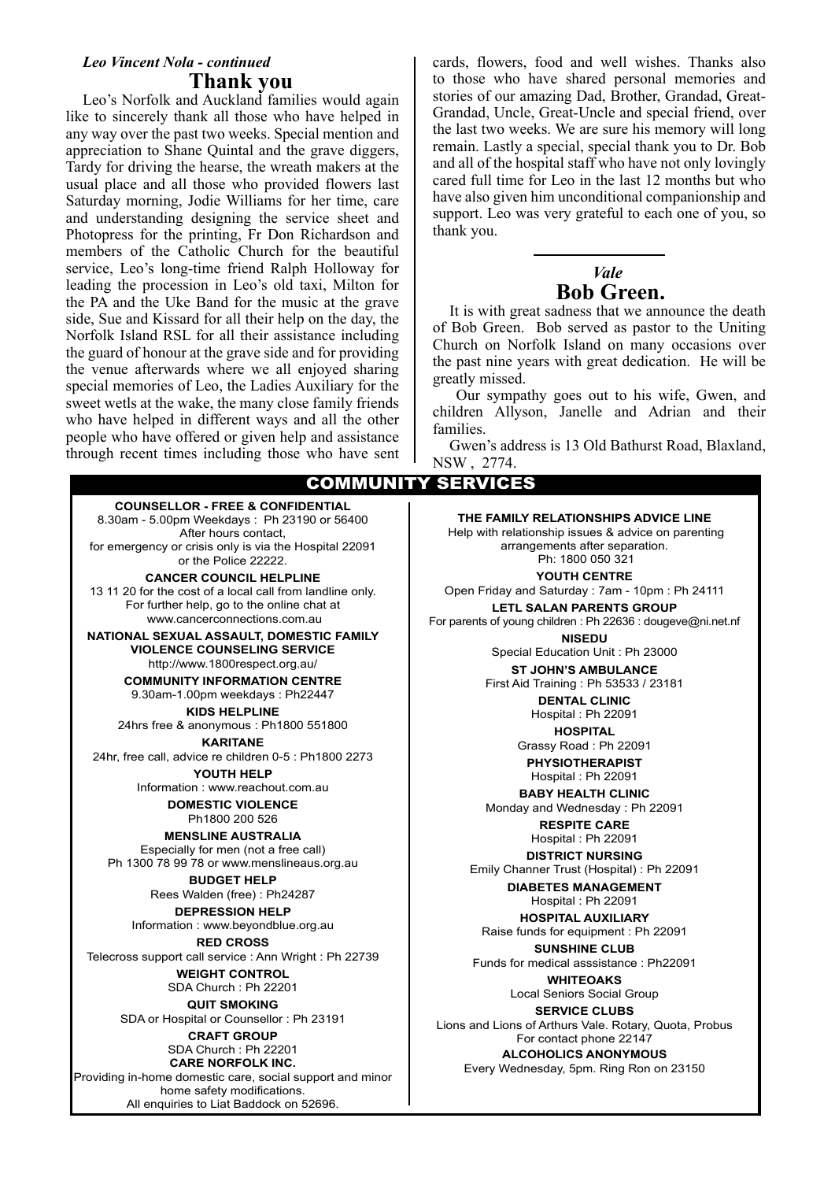*Leo Vincent Nola - continued*

## Thank you

Leo's Norfolk and Auckland families would again like to sincerely thank all those who have helped in any way over the past two weeks. Special mention and appreciation to Shane Quintal and the grave diggers, Tardy for driving the hearse, the wreath makers at the usual place and all those who provided flowers last Saturday morning, Jodie Williams for her time, care and understanding designing the service sheet and Photopress for the printing, Fr Don Richardson and members of the Catholic Church for the beautiful service, Leo's long-time friend Ralph Holloway for leading the procession in Leo's old taxi, Milton for the PA and the Uke Band for the music at the grave side, Sue and Kissard for all their help on the day, the Norfolk Island RSL for all their assistance including the guard of honour at the grave side and for providing the venue afterwards where we all enjoyed sharing special memories of Leo, the Ladies Auxiliary for the sweet wetls at the wake, the many close family friends who have helped in different ways and all the other people who have offered or given help and assistance through recent times including those who have sent cards, flowers, food and well wishes. Thanks also to those who have shared personal memories and stories of our amazing Dad, Brother, Grandad, Great-Grandad, Uncle, Great-Uncle and special friend, over the last two weeks. We are sure his memory will long remain. Lastly a special, special thank you to Dr. Bob and all of the hospital staff who have not only lovingly cared full time for Leo in the last 12 months but who have also given him unconditional companionship and support. Leo was very grateful to each one of you, so thank you.

---

*Vale*

## Bob Green.

It is with great sadness that we announce the death of Bob Green. Bob served as pastor to the Uniting Church on Norfolk Island on many occasions over the past nine years with great dedication. He will be greatly missed.

Our sympathy goes out to his wife, Gwen, and children Allyson, Janelle and Adrian and their families.

Gwen's address is 13 Old Bathurst Road, Blaxland, NSW , 2774.

## COMMUNITY SERVICES

**COUNSELLOR - FREE & CONFIDENTIAL**
8.30am - 5.00pm Weekdays : Ph 23190 or 56400
After hours contact,
for emergency or crisis only is via the Hospital 22091 or the Police 22222.

**CANCER COUNCIL HELPLINE**
13 11 20 for the cost of a local call from landline only. For further help, go to the online chat at www.cancerconnections.com.au

**NATIONAL SEXUAL ASSAULT, DOMESTIC FAMILY VIOLENCE COUNSELING SERVICE**
http://www.1800respect.org.au/

**COMMUNITY INFORMATION CENTRE**
9.30am-1.00pm weekdays : Ph22447

**KIDS HELPLINE**
24hrs free & anonymous : Ph1800 551800

**KARITANE**
24hr, free call, advice re children 0-5 : Ph1800 2273

**YOUTH HELP**
Information : www.reachout.com.au

**DOMESTIC VIOLENCE**
Ph1800 200 526

**MENSLINE AUSTRALIA**
Especially for men (not a free call)
Ph 1300 78 99 78 or www.menslineaus.org.au

**BUDGET HELP**
Rees Walden (free) : Ph24287

**DEPRESSION HELP**
Information : www.beyondblue.org.au

**RED CROSS**
Telecross support call service : Ann Wright : Ph 22739

**WEIGHT CONTROL**
SDA Church : Ph 22201

**QUIT SMOKING**
SDA or Hospital or Counsellor : Ph 23191

**CRAFT GROUP**
SDA Church : Ph 22201

**CARE NORFOLK INC.**
Providing in-home domestic care, social support and minor home safety modifications.
All enquiries to Liat Baddock on 52696.

**THE FAMILY RELATIONSHIPS ADVICE LINE**
Help with relationship issues & advice on parenting arrangements after separation.
Ph: 1800 050 321

**YOUTH CENTRE**
Open Friday and Saturday : 7am - 10pm : Ph 24111

**LETL SALAN PARENTS GROUP**
For parents of young children : Ph 22636 : dougeve@ni.net.nf

**NISEDU**
Special Education Unit : Ph 23000

**ST JOHN'S AMBULANCE**
First Aid Training : Ph 53533 / 23181

**DENTAL CLINIC**
Hospital : Ph 22091

**HOSPITAL**
Grassy Road : Ph 22091

**PHYSIOTHERAPIST**
Hospital : Ph 22091

**BABY HEALTH CLINIC**
Monday and Wednesday : Ph 22091

**RESPITE CARE**
Hospital : Ph 22091

**DISTRICT NURSING**
Emily Channer Trust (Hospital) : Ph 22091

**DIABETES MANAGEMENT**
Hospital : Ph 22091

**HOSPITAL AUXILIARY**
Raise funds for equipment : Ph 22091

**SUNSHINE CLUB**
Funds for medical asssistance : Ph22091

**WHITEOAKS**
Local Seniors Social Group

**SERVICE CLUBS**
Lions and Lions of Arthurs Vale. Rotary, Quota, Probus
For contact phone 22147

**ALCOHOLICS ANONYMOUS**
Every Wednesday, 5pm. Ring Ron on 23150